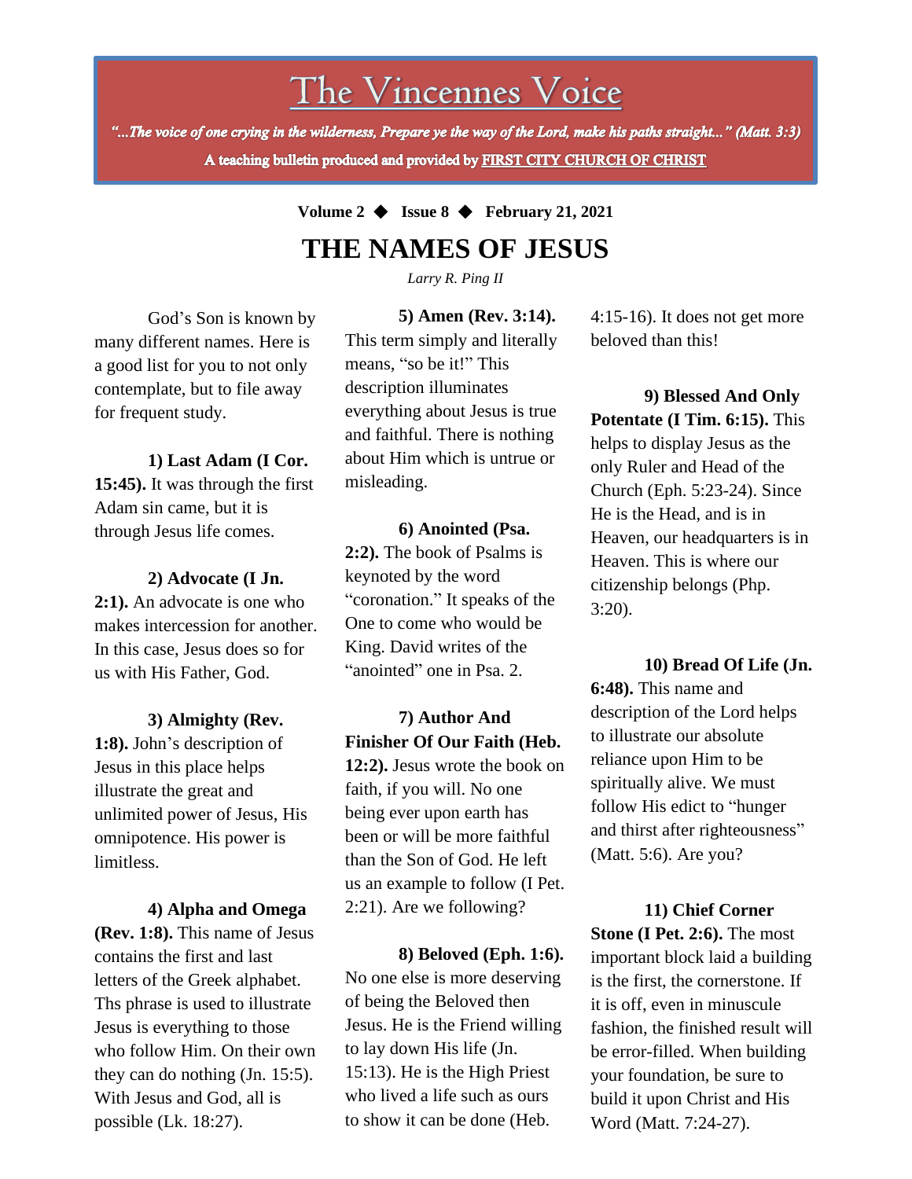# The Vincennes Voice

*"...The voice of one crying in the wilderness, Prepare ye the way of the Lord, make his paths straight..." (Matt. 3:3)*

A teaching bulletin produced and provided by FIRST CITY CHURCH OF CHRIST

**Volume 2 ◆ Issue 8 ◆ February 21, 2021**

## THE NAMES OF JESUS

*Larry R. Ping II*

God's Son is known by many different names. Here is a good list for you to not only contemplate, but to file away for frequent study.

**1) Last Adam (I Cor. 15:45).** It was through the first Adam sin came, but it is through Jesus life comes.

**2) Advocate (I Jn. 2:1).** An advocate is one who makes intercession for another. In this case, Jesus does so for us with His Father, God.

**3) Almighty (Rev. 1:8).** John's description of Jesus in this place helps illustrate the great and unlimited power of Jesus, His omnipotence. His power is limitless.

**4) Alpha and Omega (Rev. 1:8).** This name of Jesus contains the first and last letters of the Greek alphabet. Ths phrase is used to illustrate Jesus is everything to those who follow Him. On their own they can do nothing (Jn. 15:5). With Jesus and God, all is possible (Lk. 18:27).

**5) Amen (Rev. 3:14).** This term simply and literally means, "so be it!" This description illuminates everything about Jesus is true and faithful. There is nothing about Him which is untrue or misleading.

**6) Anointed (Psa. 2:2).** The book of Psalms is keynoted by the word "coronation." It speaks of the One to come who would be King. David writes of the "anointed" one in Psa. 2.

**7) Author And Finisher Of Our Faith (Heb. 12:2).** Jesus wrote the book on faith, if you will. No one being ever upon earth has been or will be more faithful than the Son of God. He left us an example to follow (I Pet. 2:21). Are we following?

**8) Beloved (Eph. 1:6).** No one else is more deserving of being the Beloved then Jesus. He is the Friend willing to lay down His life (Jn. 15:13). He is the High Priest who lived a life such as ours to show it can be done (Heb. 4:15-16). It does not get more beloved than this!

**9) Blessed And Only Potentate (I Tim. 6:15).** This helps to display Jesus as the only Ruler and Head of the Church (Eph. 5:23-24). Since He is the Head, and is in Heaven, our headquarters is in Heaven. This is where our citizenship belongs (Php. 3:20).

**10) Bread Of Life (Jn. 6:48).** This name and description of the Lord helps to illustrate our absolute reliance upon Him to be spiritually alive. We must follow His edict to "hunger and thirst after righteousness" (Matt. 5:6). Are you?

**11) Chief Corner Stone (I Pet. 2:6).** The most important block laid a building is the first, the cornerstone. If it is off, even in minuscule fashion, the finished result will be error-filled. When building your foundation, be sure to build it upon Christ and His Word (Matt. 7:24-27).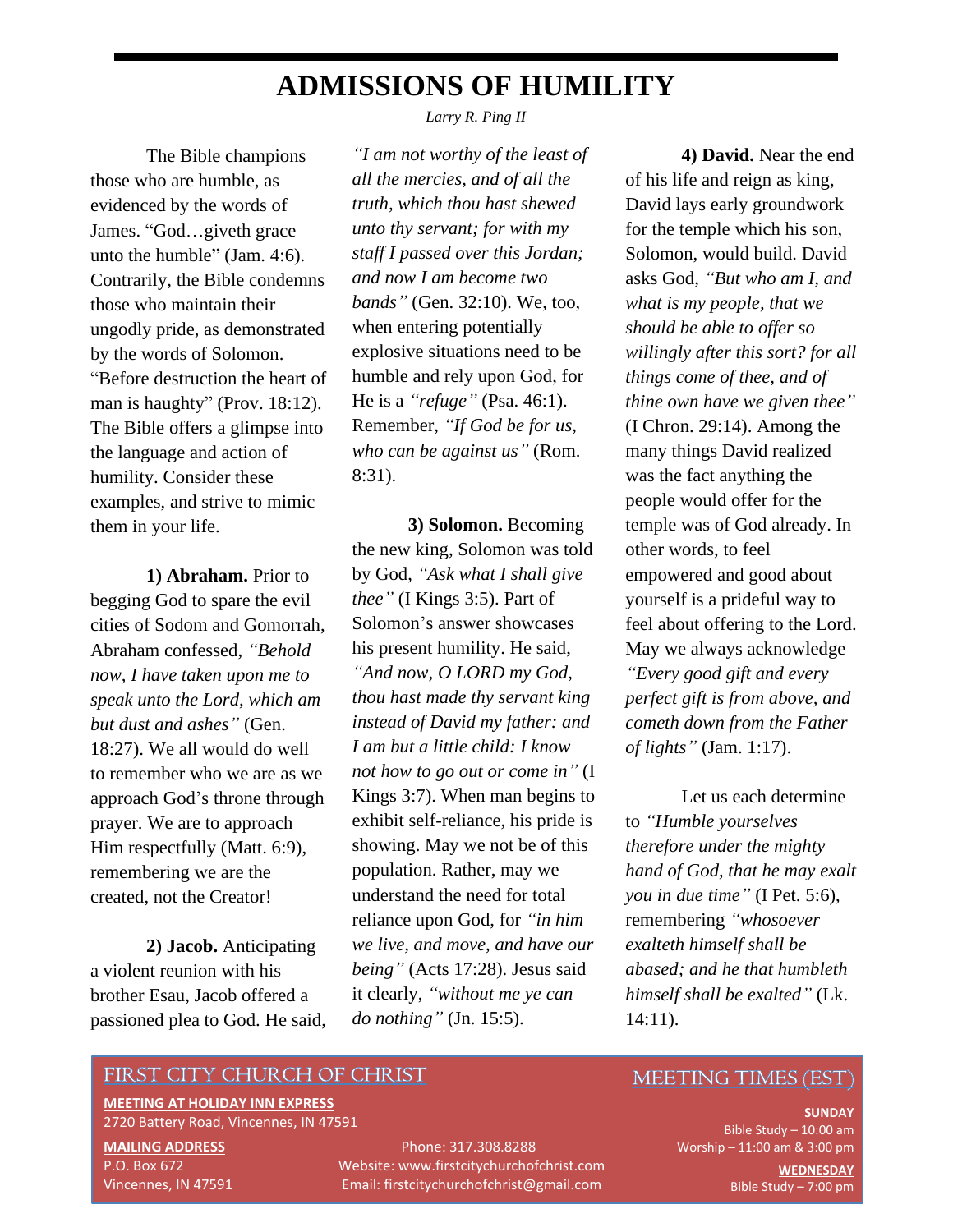# ADMISSIONS OF HUMILITY

*Larry R. Ping II*

The Bible champions those who are humble, as evidenced by the words of James. "God…giveth grace unto the humble" (Jam. 4:6). Contrarily, the Bible condemns those who maintain their ungodly pride, as demonstrated by the words of Solomon. "Before destruction the heart of man is haughty" (Prov. 18:12). The Bible offers a glimpse into the language and action of humility. Consider these examples, and strive to mimic them in your life.

**1) Abraham.** Prior to begging God to spare the evil cities of Sodom and Gomorrah, Abraham confessed, *"Behold now, I have taken upon me to speak unto the Lord, which am but dust and ashes"* (Gen. 18:27). We all would do well to remember who we are as we approach God's throne through prayer. We are to approach Him respectfully (Matt. 6:9), remembering we are the created, not the Creator!

**2) Jacob.** Anticipating a violent reunion with his brother Esau, Jacob offered a passioned plea to God. He said, *"I am not worthy of the least of all the mercies, and of all the truth, which thou hast shewed unto thy servant; for with my staff I passed over this Jordan; and now I am become two bands"* (Gen. 32:10). We, too, when entering potentially explosive situations need to be humble and rely upon God, for He is a *"refuge"* (Psa. 46:1). Remember, *"If God be for us, who can be against us"* (Rom. 8:31).

**3) Solomon.** Becoming the new king, Solomon was told by God, *"Ask what I shall give thee"* (I Kings 3:5). Part of Solomon's answer showcases his present humility. He said, *"And now, O LORD my God, thou hast made thy servant king instead of David my father: and I am but a little child: I know not how to go out or come in"* (I Kings 3:7). When man begins to exhibit self-reliance, his pride is showing. May we not be of this population. Rather, may we understand the need for total reliance upon God, for *"in him we live, and move, and have our being"* (Acts 17:28). Jesus said it clearly, *"without me ye can do nothing"* (Jn. 15:5).

**4) David.** Near the end of his life and reign as king, David lays early groundwork for the temple which his son, Solomon, would build. David asks God, *"But who am I, and what is my people, that we should be able to offer so willingly after this sort? for all things come of thee, and of thine own have we given thee"* (I Chron. 29:14). Among the many things David realized was the fact anything the people would offer for the temple was of God already. In other words, to feel empowered and good about yourself is a prideful way to feel about offering to the Lord. May we always acknowledge *"Every good gift and every perfect gift is from above, and cometh down from the Father of lights"* (Jam. 1:17).

Let us each determine to *"Humble yourselves therefore under the mighty hand of God, that he may exalt you in due time"* (I Pet. 5:6), remembering *"whosoever exalteth himself shall be abased; and he that humbleth himself shall be exalted"* (Lk. 14:11).

---

## FIRST CITY CHURCH OF CHRIST

**MEETING AT HOLIDAY INN EXPRESS**
2720 Battery Road, Vincennes, IN 47591

**MAILING ADDRESS**
P.O. Box 672
Vincennes, IN 47591

Phone: 317.308.8288
Website: www.firstcitychurchofchrist.com
Email: firstcitychurchofchrist@gmail.com

## MEETING TIMES (EST)

**SUNDAY**
Bible Study – 10:00 am
Worship – 11:00 am & 3:00 pm

**WEDNESDAY**
Bible Study – 7:00 pm